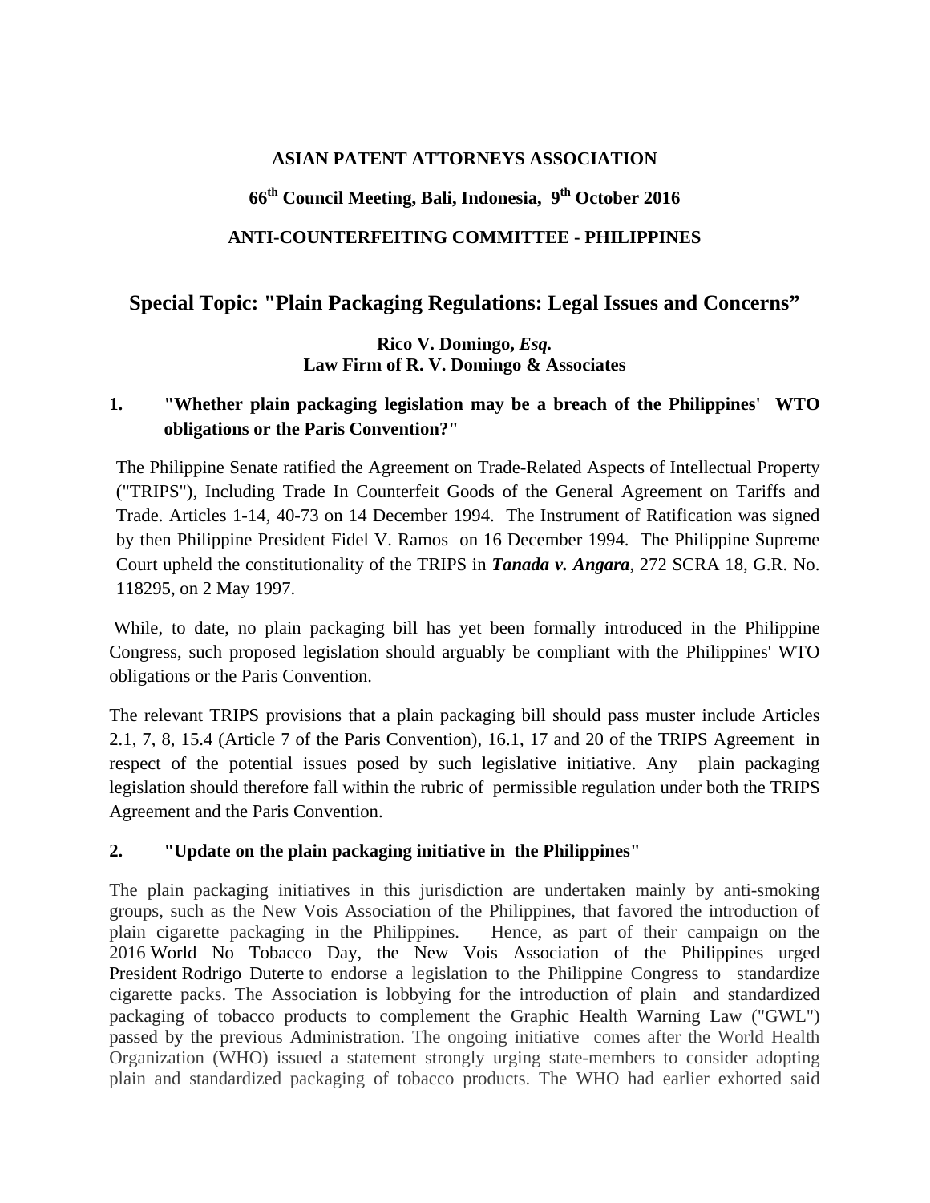**ASIAN PATENT ATTORNEYS ASSOCIATION**

**66th Council Meeting, Bali, Indonesia, 9th October 2016**

**ANTI-COUNTERFEITING COMMITTEE - PHILIPPINES**

## Special Topic: "Plain Packaging Regulations: Legal Issues and Concerns"

**Rico V. Domingo, *Esq.***
**Law Firm of R. V. Domingo & Associates**

### 1. "Whether plain packaging legislation may be a breach of the Philippines' WTO obligations or the Paris Convention?"

The Philippine Senate ratified the Agreement on Trade-Related Aspects of Intellectual Property ("TRIPS"), Including Trade In Counterfeit Goods of the General Agreement on Tariffs and Trade. Articles 1-14, 40-73 on 14 December 1994. The Instrument of Ratification was signed by then Philippine President Fidel V. Ramos on 16 December 1994. The Philippine Supreme Court upheld the constitutionality of the TRIPS in ***Tanada v. Angara***, 272 SCRA 18, G.R. No. 118295, on 2 May 1997.

While, to date, no plain packaging bill has yet been formally introduced in the Philippine Congress, such proposed legislation should arguably be compliant with the Philippines' WTO obligations or the Paris Convention.

The relevant TRIPS provisions that a plain packaging bill should pass muster include Articles 2.1, 7, 8, 15.4 (Article 7 of the Paris Convention), 16.1, 17 and 20 of the TRIPS Agreement in respect of the potential issues posed by such legislative initiative. Any plain packaging legislation should therefore fall within the rubric of permissible regulation under both the TRIPS Agreement and the Paris Convention.

### 2. "Update on the plain packaging initiative in the Philippines"

The plain packaging initiatives in this jurisdiction are undertaken mainly by anti-smoking groups, such as the New Vois Association of the Philippines, that favored the introduction of plain cigarette packaging in the Philippines. Hence, as part of their campaign on the 2016 World No Tobacco Day, the New Vois Association of the Philippines urged President Rodrigo Duterte to endorse a legislation to the Philippine Congress to standardize cigarette packs. The Association is lobbying for the introduction of plain and standardized packaging of tobacco products to complement the Graphic Health Warning Law ("GWL") passed by the previous Administration. The ongoing initiative comes after the World Health Organization (WHO) issued a statement strongly urging state-members to consider adopting plain and standardized packaging of tobacco products. The WHO had earlier exhorted said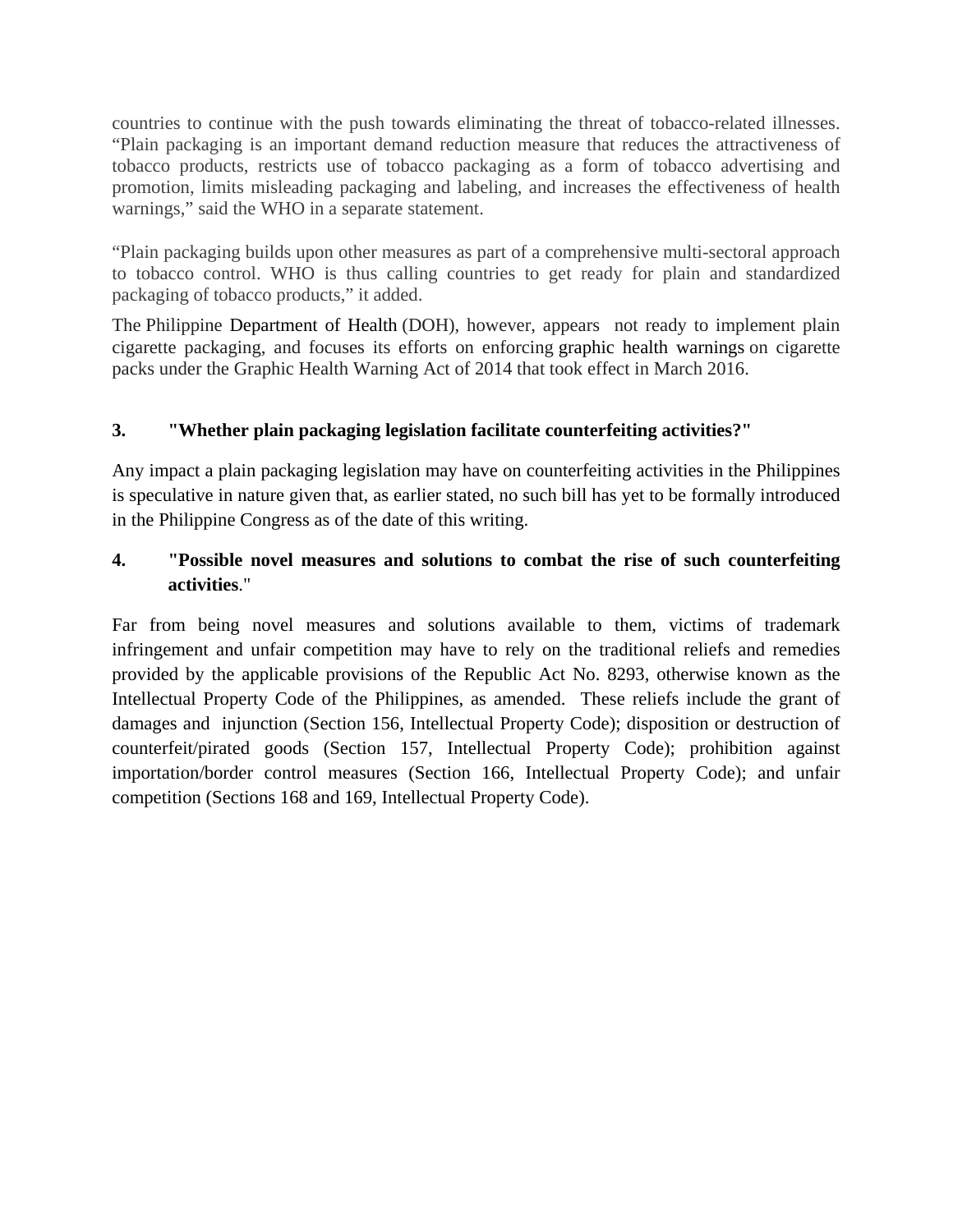countries to continue with the push towards eliminating the threat of tobacco-related illnesses. "Plain packaging is an important demand reduction measure that reduces the attractiveness of tobacco products, restricts use of tobacco packaging as a form of tobacco advertising and promotion, limits misleading packaging and labeling, and increases the effectiveness of health warnings," said the WHO in a separate statement.

"Plain packaging builds upon other measures as part of a comprehensive multi-sectoral approach to tobacco control. WHO is thus calling countries to get ready for plain and standardized packaging of tobacco products," it added.

The Philippine Department of Health (DOH), however, appears not ready to implement plain cigarette packaging, and focuses its efforts on enforcing graphic health warnings on cigarette packs under the Graphic Health Warning Act of 2014 that took effect in March 2016.

**3. "Whether plain packaging legislation facilitate counterfeiting activities?"**

Any impact a plain packaging legislation may have on counterfeiting activities in the Philippines is speculative in nature given that, as earlier stated, no such bill has yet to be formally introduced in the Philippine Congress as of the date of this writing.

**4. "Possible novel measures and solutions to combat the rise of such counterfeiting activities."**

Far from being novel measures and solutions available to them, victims of trademark infringement and unfair competition may have to rely on the traditional reliefs and remedies provided by the applicable provisions of the Republic Act No. 8293, otherwise known as the Intellectual Property Code of the Philippines, as amended. These reliefs include the grant of damages and injunction (Section 156, Intellectual Property Code); disposition or destruction of counterfeit/pirated goods (Section 157, Intellectual Property Code); prohibition against importation/border control measures (Section 166, Intellectual Property Code); and unfair competition (Sections 168 and 169, Intellectual Property Code).